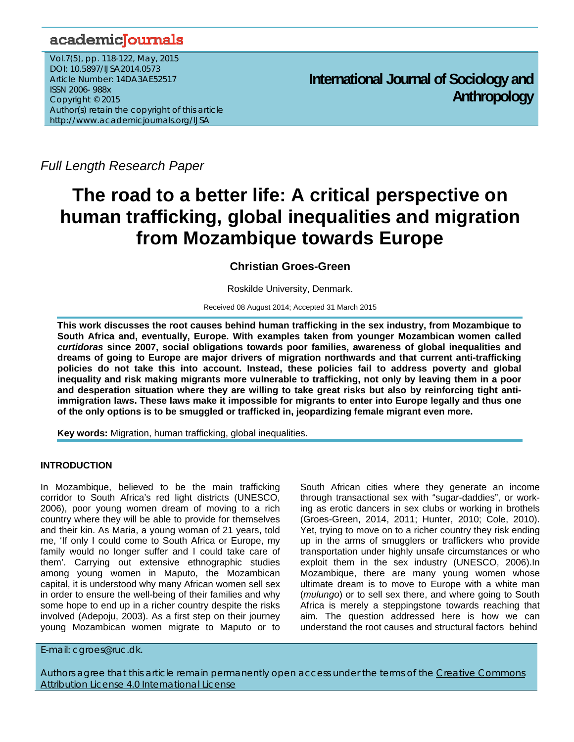# The road to a better life: A critical perspective on human trafficking, global inequalities and migration from Mozambique towards Europe

**Christian Groes-Green**

Roskilde University, Denmark.

Received 08 August 2014; Accepted 31 March 2015

*Full Length Research Paper*

**This work discusses the root causes behind human trafficking in the sex industry, from Mozambique to South Africa and, eventually, Europe. With examples taken from younger Mozambican women called *curtidoras* since 2007, social obligations towards poor families, awareness of global inequalities and dreams of going to Europe are major drivers of migration northwards and that current anti-trafficking policies do not take this into account. Instead, these policies fail to address poverty and global inequality and risk making migrants more vulnerable to trafficking, not only by leaving them in a poor and desperation situation where they are willing to take great risks but also by reinforcing tight anti-immigration laws. These laws make it impossible for migrants to enter into Europe legally and thus one of the only options is to be smuggled or trafficked in, jeopardizing female migrant even more.**

**Key words:** Migration, human trafficking, global inequalities.

## INTRODUCTION

In Mozambique, believed to be the main trafficking corridor to South Africa's red light districts (UNESCO, 2006), poor young women dream of moving to a rich country where they will be able to provide for themselves and their kin. As Maria, a young woman of 21 years, told me, 'If only I could come to South Africa or Europe, my family would no longer suffer and I could take care of them'. Carrying out extensive ethnographic studies among young women in Maputo, the Mozambican capital, it is understood why many African women sell sex in order to ensure the well-being of their families and why some hope to end up in a richer country despite the risks involved (Adepoju, 2003). As a first step on their journey young Mozambican women migrate to Maputo or to South African cities where they generate an income through transactional sex with "sugar-daddies", or working as erotic dancers in sex clubs or working in brothels (Groes-Green, 2014, 2011; Hunter, 2010; Cole, 2010). Yet, trying to move on to a richer country they risk ending up in the arms of smugglers or traffickers who provide transportation under highly unsafe circumstances or who exploit them in the sex industry (UNESCO, 2006).In Mozambique, there are many young women whose ultimate dream is to move to Europe with a white man (*mulungo*) or to sell sex there, and where going to South Africa is merely a steppingstone towards reaching that aim. The question addressed here is how we can understand the root causes and structural factors behind

E-mail: cgroes@ruc.dk.

Authors agree that this article remain permanently open access under the terms of the Creative Commons Attribution License 4.0 International License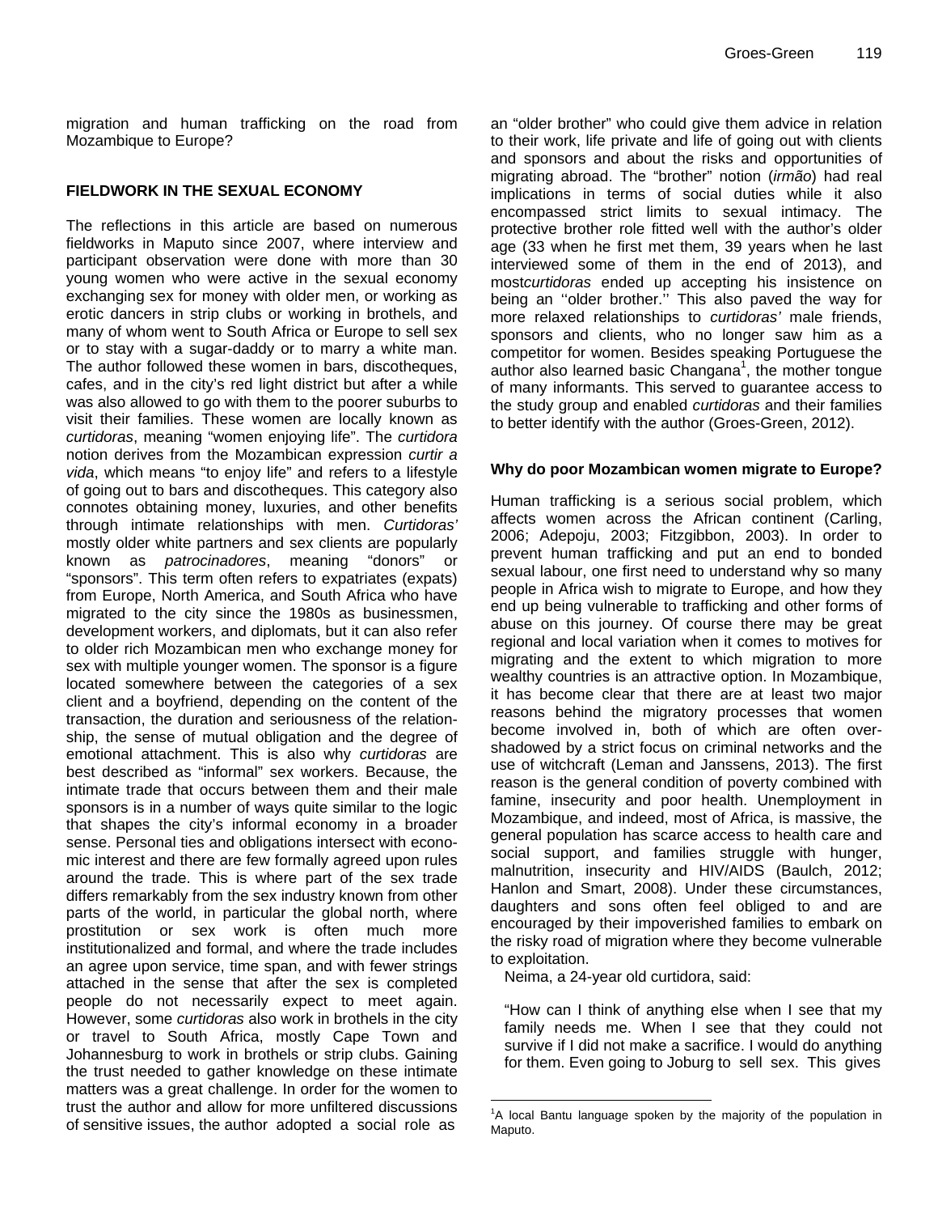migration and human trafficking on the road from Mozambique to Europe?

## FIELDWORK IN THE SEXUAL ECONOMY

The reflections in this article are based on numerous fieldworks in Maputo since 2007, where interview and participant observation were done with more than 30 young women who were active in the sexual economy exchanging sex for money with older men, or working as erotic dancers in strip clubs or working in brothels, and many of whom went to South Africa or Europe to sell sex or to stay with a sugar-daddy or to marry a white man. The author followed these women in bars, discotheques, cafes, and in the city's red light district but after a while was also allowed to go with them to the poorer suburbs to visit their families. These women are locally known as *curtidoras*, meaning "women enjoying life". The *curtidora* notion derives from the Mozambican expression *curtir a vida*, which means "to enjoy life" and refers to a lifestyle of going out to bars and discotheques. This category also connotes obtaining money, luxuries, and other benefits through intimate relationships with men. *Curtidoras'* mostly older white partners and sex clients are popularly known as *patrocinadores*, meaning "donors" or "sponsors". This term often refers to expatriates (expats) from Europe, North America, and South Africa who have migrated to the city since the 1980s as businessmen, development workers, and diplomats, but it can also refer to older rich Mozambican men who exchange money for sex with multiple younger women. The sponsor is a figure located somewhere between the categories of a sex client and a boyfriend, depending on the content of the transaction, the duration and seriousness of the relationship, the sense of mutual obligation and the degree of emotional attachment. This is also why *curtidoras* are best described as "informal" sex workers. Because, the intimate trade that occurs between them and their male sponsors is in a number of ways quite similar to the logic that shapes the city's informal economy in a broader sense. Personal ties and obligations intersect with economic interest and there are few formally agreed upon rules around the trade. This is where part of the sex trade differs remarkably from the sex industry known from other parts of the world, in particular the global north, where prostitution or sex work is often much more institutionalized and formal, and where the trade includes an agree upon service, time span, and with fewer strings attached in the sense that after the sex is completed people do not necessarily expect to meet again. However, some *curtidoras* also work in brothels in the city or travel to South Africa, mostly Cape Town and Johannesburg to work in brothels or strip clubs. Gaining the trust needed to gather knowledge on these intimate matters was a great challenge. In order for the women to trust the author and allow for more unfiltered discussions of sensitive issues, the author adopted a social role as an "older brother" who could give them advice in relation to their work, life private and life of going out with clients and sponsors and about the risks and opportunities of migrating abroad. The "brother" notion (*irmão*) had real implications in terms of social duties while it also encompassed strict limits to sexual intimacy. The protective brother role fitted well with the author's older age (33 when he first met them, 39 years when he last interviewed some of them in the end of 2013), and most*curtidoras* ended up accepting his insistence on being an ''older brother.'' This also paved the way for more relaxed relationships to *curtidoras'* male friends, sponsors and clients, who no longer saw him as a competitor for women. Besides speaking Portuguese the author also learned basic Changana[1], the mother tongue of many informants. This served to guarantee access to the study group and enabled *curtidoras* and their families to better identify with the author (Groes-Green, 2012).

### Why do poor Mozambican women migrate to Europe?

Human trafficking is a serious social problem, which affects women across the African continent (Carling, 2006; Adepoju, 2003; Fitzgibbon, 2003). In order to prevent human trafficking and put an end to bonded sexual labour, one first need to understand why so many people in Africa wish to migrate to Europe, and how they end up being vulnerable to trafficking and other forms of abuse on this journey. Of course there may be great regional and local variation when it comes to motives for migrating and the extent to which migration to more wealthy countries is an attractive option. In Mozambique, it has become clear that there are at least two major reasons behind the migratory processes that women become involved in, both of which are often overshadowed by a strict focus on criminal networks and the use of witchcraft (Leman and Janssens, 2013). The first reason is the general condition of poverty combined with famine, insecurity and poor health. Unemployment in Mozambique, and indeed, most of Africa, is massive, the general population has scarce access to health care and social support, and families struggle with hunger, malnutrition, insecurity and HIV/AIDS (Baulch, 2012; Hanlon and Smart, 2008). Under these circumstances, daughters and sons often feel obliged to and are encouraged by their impoverished families to embark on the risky road of migration where they become vulnerable to exploitation.

Neima, a 24-year old curtidora, said:

> "How can I think of anything else when I see that my family needs me. When I see that they could not survive if I did not make a sacrifice. I would do anything for them. Even going to Joburg to sell sex. This gives

[1]A local Bantu language spoken by the majority of the population in Maputo.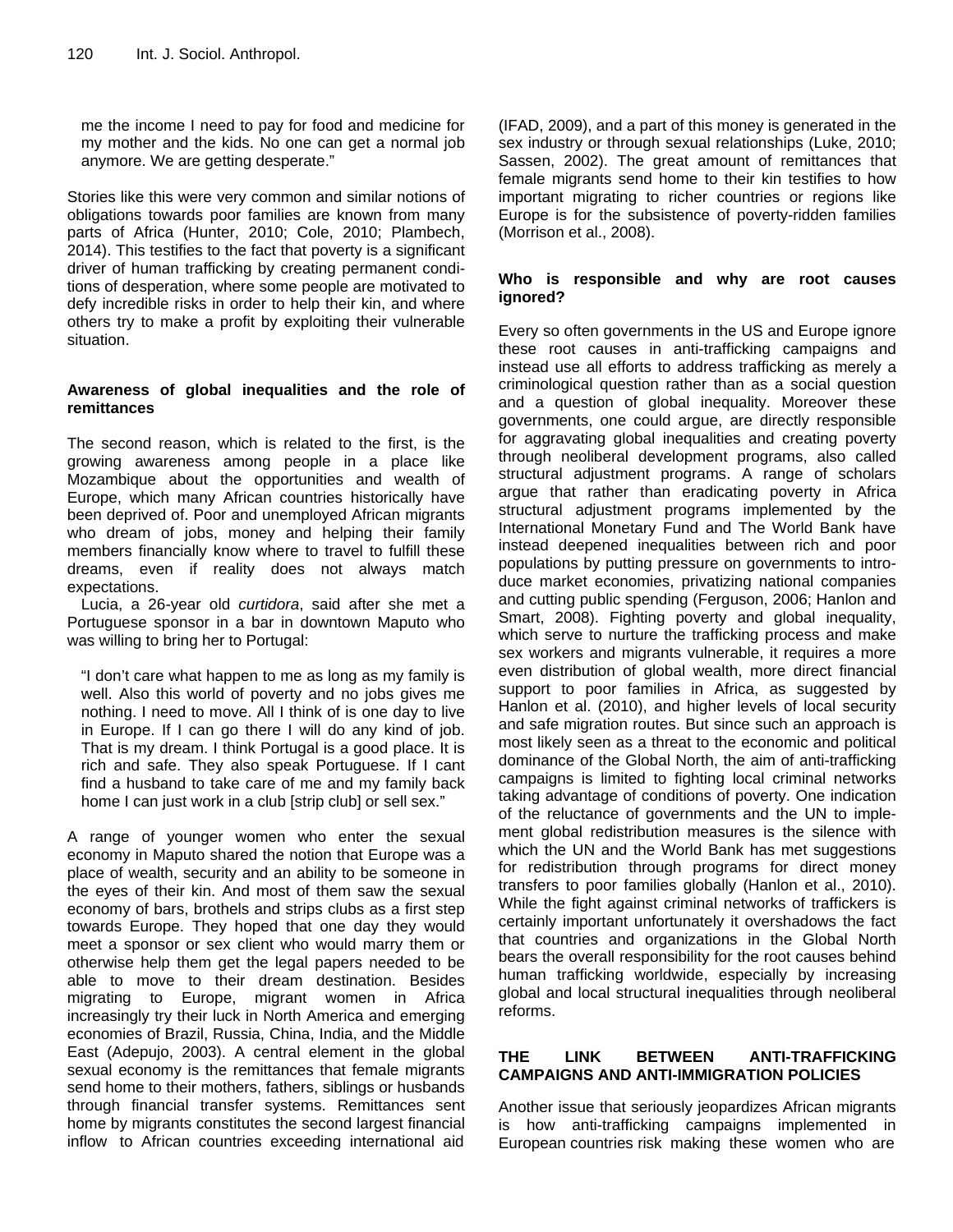me the income I need to pay for food and medicine for my mother and the kids. No one can get a normal job anymore. We are getting desperate."

Stories like this were very common and similar notions of obligations towards poor families are known from many parts of Africa (Hunter, 2010; Cole, 2010; Plambech, 2014). This testifies to the fact that poverty is a significant driver of human trafficking by creating permanent conditions of desperation, where some people are motivated to defy incredible risks in order to help their kin, and where others try to make a profit by exploiting their vulnerable situation.

### Awareness of global inequalities and the role of remittances

The second reason, which is related to the first, is the growing awareness among people in a place like Mozambique about the opportunities and wealth of Europe, which many African countries historically have been deprived of. Poor and unemployed African migrants who dream of jobs, money and helping their family members financially know where to travel to fulfill these dreams, even if reality does not always match expectations.

Lucia, a 26-year old *curtidora*, said after she met a Portuguese sponsor in a bar in downtown Maputo who was willing to bring her to Portugal:

> "I don't care what happen to me as long as my family is well. Also this world of poverty and no jobs gives me nothing. I need to move. All I think of is one day to live in Europe. If I can go there I will do any kind of job. That is my dream. I think Portugal is a good place. It is rich and safe. They also speak Portuguese. If I cant find a husband to take care of me and my family back home I can just work in a club [strip club] or sell sex."

A range of younger women who enter the sexual economy in Maputo shared the notion that Europe was a place of wealth, security and an ability to be someone in the eyes of their kin. And most of them saw the sexual economy of bars, brothels and strips clubs as a first step towards Europe. They hoped that one day they would meet a sponsor or sex client who would marry them or otherwise help them get the legal papers needed to be able to move to their dream destination. Besides migrating to Europe, migrant women in Africa increasingly try their luck in North America and emerging economies of Brazil, Russia, China, India, and the Middle East (Adepujo, 2003). A central element in the global sexual economy is the remittances that female migrants send home to their mothers, fathers, siblings or husbands through financial transfer systems. Remittances sent home by migrants constitutes the second largest financial inflow to African countries exceeding international aid (IFAD, 2009), and a part of this money is generated in the sex industry or through sexual relationships (Luke, 2010; Sassen, 2002). The great amount of remittances that female migrants send home to their kin testifies to how important migrating to richer countries or regions like Europe is for the subsistence of poverty-ridden families (Morrison et al., 2008).

### Who is responsible and why are root causes ignored?

Every so often governments in the US and Europe ignore these root causes in anti-trafficking campaigns and instead use all efforts to address trafficking as merely a criminological question rather than as a social question and a question of global inequality. Moreover these governments, one could argue, are directly responsible for aggravating global inequalities and creating poverty through neoliberal development programs, also called structural adjustment programs. A range of scholars argue that rather than eradicating poverty in Africa structural adjustment programs implemented by the International Monetary Fund and The World Bank have instead deepened inequalities between rich and poor populations by putting pressure on governments to introduce market economies, privatizing national companies and cutting public spending (Ferguson, 2006; Hanlon and Smart, 2008). Fighting poverty and global inequality, which serve to nurture the trafficking process and make sex workers and migrants vulnerable, it requires a more even distribution of global wealth, more direct financial support to poor families in Africa, as suggested by Hanlon et al. (2010), and higher levels of local security and safe migration routes. But since such an approach is most likely seen as a threat to the economic and political dominance of the Global North, the aim of anti-trafficking campaigns is limited to fighting local criminal networks taking advantage of conditions of poverty. One indication of the reluctance of governments and the UN to implement global redistribution measures is the silence with which the UN and the World Bank has met suggestions for redistribution through programs for direct money transfers to poor families globally (Hanlon et al., 2010). While the fight against criminal networks of traffickers is certainly important unfortunately it overshadows the fact that countries and organizations in the Global North bears the overall responsibility for the root causes behind human trafficking worldwide, especially by increasing global and local structural inequalities through neoliberal reforms.

## THE LINK BETWEEN ANTI-TRAFFICKING CAMPAIGNS AND ANTI-IMMIGRATION POLICIES

Another issue that seriously jeopardizes African migrants is how anti-trafficking campaigns implemented in European countries risk making these women who are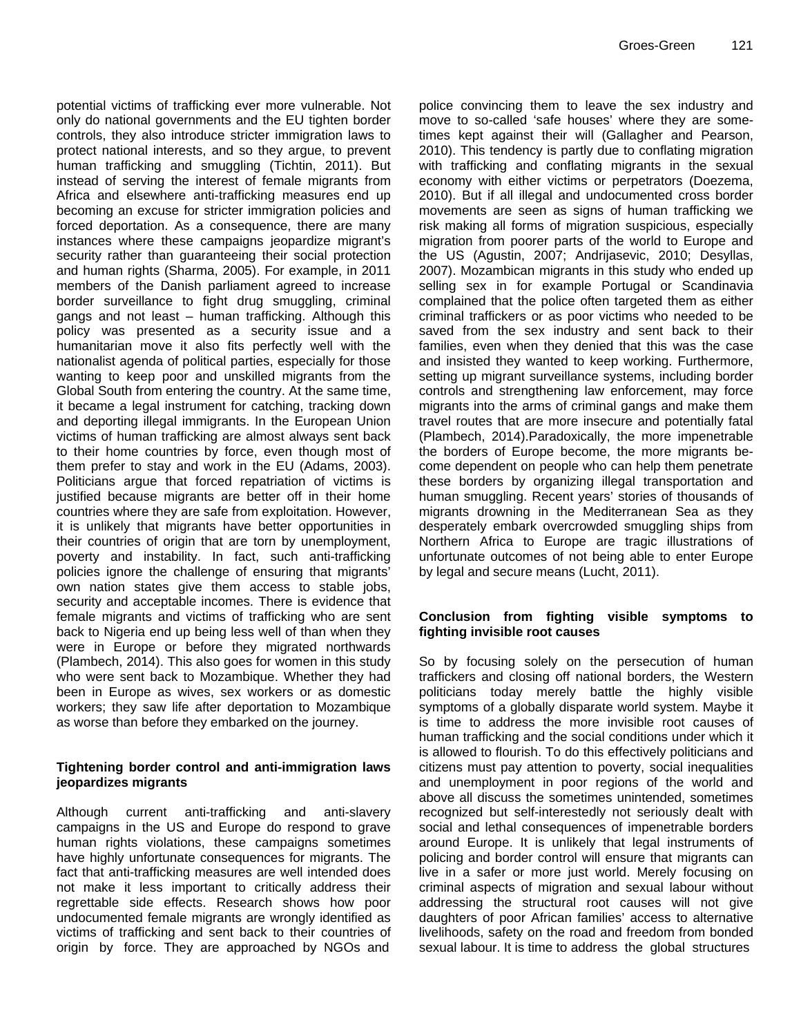potential victims of trafficking ever more vulnerable. Not only do national governments and the EU tighten border controls, they also introduce stricter immigration laws to protect national interests, and so they argue, to prevent human trafficking and smuggling (Tichtin, 2011). But instead of serving the interest of female migrants from Africa and elsewhere anti-trafficking measures end up becoming an excuse for stricter immigration policies and forced deportation. As a consequence, there are many instances where these campaigns jeopardize migrant's security rather than guaranteeing their social protection and human rights (Sharma, 2005). For example, in 2011 members of the Danish parliament agreed to increase border surveillance to fight drug smuggling, criminal gangs and not least – human trafficking. Although this policy was presented as a security issue and a humanitarian move it also fits perfectly well with the nationalist agenda of political parties, especially for those wanting to keep poor and unskilled migrants from the Global South from entering the country. At the same time, it became a legal instrument for catching, tracking down and deporting illegal immigrants. In the European Union victims of human trafficking are almost always sent back to their home countries by force, even though most of them prefer to stay and work in the EU (Adams, 2003). Politicians argue that forced repatriation of victims is justified because migrants are better off in their home countries where they are safe from exploitation. However, it is unlikely that migrants have better opportunities in their countries of origin that are torn by unemployment, poverty and instability. In fact, such anti-trafficking policies ignore the challenge of ensuring that migrants' own nation states give them access to stable jobs, security and acceptable incomes. There is evidence that female migrants and victims of trafficking who are sent back to Nigeria end up being less well of than when they were in Europe or before they migrated northwards (Plambech, 2014). This also goes for women in this study who were sent back to Mozambique. Whether they had been in Europe as wives, sex workers or as domestic workers; they saw life after deportation to Mozambique as worse than before they embarked on the journey.

### Tightening border control and anti-immigration laws jeopardizes migrants

Although current anti-trafficking and anti-slavery campaigns in the US and Europe do respond to grave human rights violations, these campaigns sometimes have highly unfortunate consequences for migrants. The fact that anti-trafficking measures are well intended does not make it less important to critically address their regrettable side effects. Research shows how poor undocumented female migrants are wrongly identified as victims of trafficking and sent back to their countries of origin by force. They are approached by NGOs and police convincing them to leave the sex industry and move to so-called 'safe houses' where they are sometimes kept against their will (Gallagher and Pearson, 2010). This tendency is partly due to conflating migration with trafficking and conflating migrants in the sexual economy with either victims or perpetrators (Doezema, 2010). But if all illegal and undocumented cross border movements are seen as signs of human trafficking we risk making all forms of migration suspicious, especially migration from poorer parts of the world to Europe and the US (Agustin, 2007; Andrijasevic, 2010; Desyllas, 2007). Mozambican migrants in this study who ended up selling sex in for example Portugal or Scandinavia complained that the police often targeted them as either criminal traffickers or as poor victims who needed to be saved from the sex industry and sent back to their families, even when they denied that this was the case and insisted they wanted to keep working. Furthermore, setting up migrant surveillance systems, including border controls and strengthening law enforcement, may force migrants into the arms of criminal gangs and make them travel routes that are more insecure and potentially fatal (Plambech, 2014).Paradoxically, the more impenetrable the borders of Europe become, the more migrants become dependent on people who can help them penetrate these borders by organizing illegal transportation and human smuggling. Recent years' stories of thousands of migrants drowning in the Mediterranean Sea as they desperately embark overcrowded smuggling ships from Northern Africa to Europe are tragic illustrations of unfortunate outcomes of not being able to enter Europe by legal and secure means (Lucht, 2011).

### Conclusion from fighting visible symptoms to fighting invisible root causes

So by focusing solely on the persecution of human traffickers and closing off national borders, the Western politicians today merely battle the highly visible symptoms of a globally disparate world system. Maybe it is time to address the more invisible root causes of human trafficking and the social conditions under which it is allowed to flourish. To do this effectively politicians and citizens must pay attention to poverty, social inequalities and unemployment in poor regions of the world and above all discuss the sometimes unintended, sometimes recognized but self-interestedly not seriously dealt with social and lethal consequences of impenetrable borders around Europe. It is unlikely that legal instruments of policing and border control will ensure that migrants can live in a safer or more just world. Merely focusing on criminal aspects of migration and sexual labour without addressing the structural root causes will not give daughters of poor African families' access to alternative livelihoods, safety on the road and freedom from bonded sexual labour. It is time to address the global structures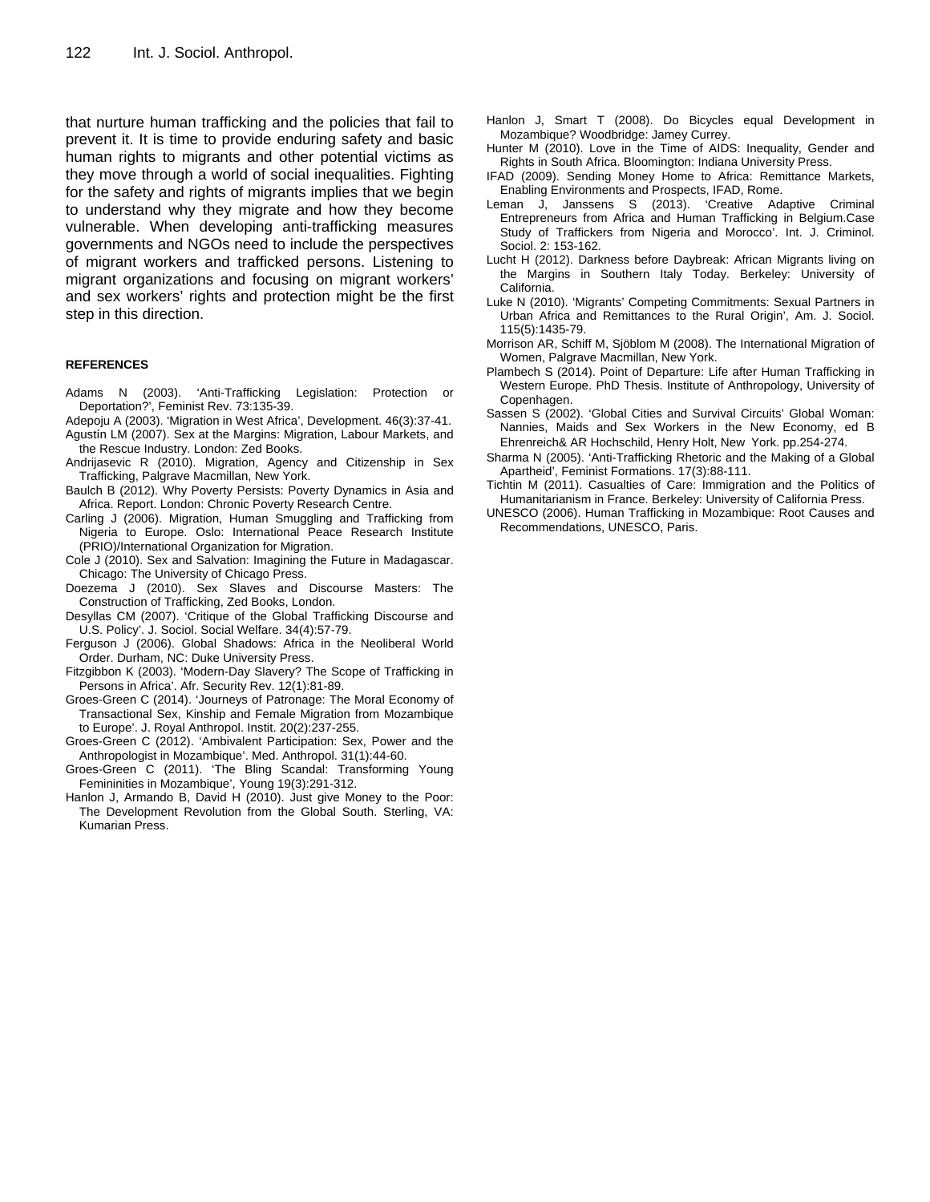that nurture human trafficking and the policies that fail to prevent it. It is time to provide enduring safety and basic human rights to migrants and other potential victims as they move through a world of social inequalities. Fighting for the safety and rights of migrants implies that we begin to understand why they migrate and how they become vulnerable. When developing anti-trafficking measures governments and NGOs need to include the perspectives of migrant workers and trafficked persons. Listening to migrant organizations and focusing on migrant workers' and sex workers' rights and protection might be the first step in this direction.

**REFERENCES**

Adams N (2003). 'Anti-Trafficking Legislation: Protection or Deportation?', Feminist Rev. 73:135-39.

Adepoju A (2003). 'Migration in West Africa', Development. 46(3):37-41.

Agustín LM (2007). Sex at the Margins: Migration, Labour Markets, and the Rescue Industry. London: Zed Books.

Andrijasevic R (2010). Migration, Agency and Citizenship in Sex Trafficking, Palgrave Macmillan, New York.

Baulch B (2012). Why Poverty Persists: Poverty Dynamics in Asia and Africa. Report. London: Chronic Poverty Research Centre.

Carling J (2006). Migration, Human Smuggling and Trafficking from Nigeria to Europe. Oslo: International Peace Research Institute (PRIO)/International Organization for Migration.

Cole J (2010). Sex and Salvation: Imagining the Future in Madagascar. Chicago: The University of Chicago Press.

Doezema J (2010). Sex Slaves and Discourse Masters: The Construction of Trafficking, Zed Books, London.

Desyllas CM (2007). 'Critique of the Global Trafficking Discourse and U.S. Policy'. J. Sociol. Social Welfare. 34(4):57-79.

Ferguson J (2006). Global Shadows: Africa in the Neoliberal World Order. Durham, NC: Duke University Press.

Fitzgibbon K (2003). 'Modern-Day Slavery? The Scope of Trafficking in Persons in Africa'. Afr. Security Rev. 12(1):81-89.

Groes-Green C (2014). 'Journeys of Patronage: The Moral Economy of Transactional Sex, Kinship and Female Migration from Mozambique to Europe'. J. Royal Anthropol. Instit. 20(2):237-255.

Groes-Green C (2012). 'Ambivalent Participation: Sex, Power and the Anthropologist in Mozambique'. Med. Anthropol. 31(1):44-60.

Groes-Green C (2011). 'The Bling Scandal: Transforming Young Femininities in Mozambique', Young 19(3):291-312.

Hanlon J, Armando B, David H (2010). Just give Money to the Poor: The Development Revolution from the Global South. Sterling, VA: Kumarian Press.

Hanlon J, Smart T (2008). Do Bicycles equal Development in Mozambique? Woodbridge: Jamey Currey.

Hunter M (2010). Love in the Time of AIDS: Inequality, Gender and Rights in South Africa. Bloomington: Indiana University Press.

IFAD (2009). Sending Money Home to Africa: Remittance Markets, Enabling Environments and Prospects, IFAD, Rome.

Leman J, Janssens S (2013). 'Creative Adaptive Criminal Entrepreneurs from Africa and Human Trafficking in Belgium.Case Study of Traffickers from Nigeria and Morocco'. Int. J. Criminol. Sociol. 2: 153-162.

Lucht H (2012). Darkness before Daybreak: African Migrants living on the Margins in Southern Italy Today. Berkeley: University of California.

Luke N (2010). 'Migrants' Competing Commitments: Sexual Partners in Urban Africa and Remittances to the Rural Origin', Am. J. Sociol. 115(5):1435-79.

Morrison AR, Schiff M, Sjöblom M (2008). The International Migration of Women, Palgrave Macmillan, New York.

Plambech S (2014). Point of Departure: Life after Human Trafficking in Western Europe. PhD Thesis. Institute of Anthropology, University of Copenhagen.

Sassen S (2002). 'Global Cities and Survival Circuits' Global Woman: Nannies, Maids and Sex Workers in the New Economy, ed B Ehrenreich& AR Hochschild, Henry Holt, New York. pp.254-274.

Sharma N (2005). 'Anti-Trafficking Rhetoric and the Making of a Global Apartheid', Feminist Formations. 17(3):88-111.

Tichtin M (2011). Casualties of Care: Immigration and the Politics of Humanitarianism in France. Berkeley: University of California Press.

UNESCO (2006). Human Trafficking in Mozambique: Root Causes and Recommendations, UNESCO, Paris.